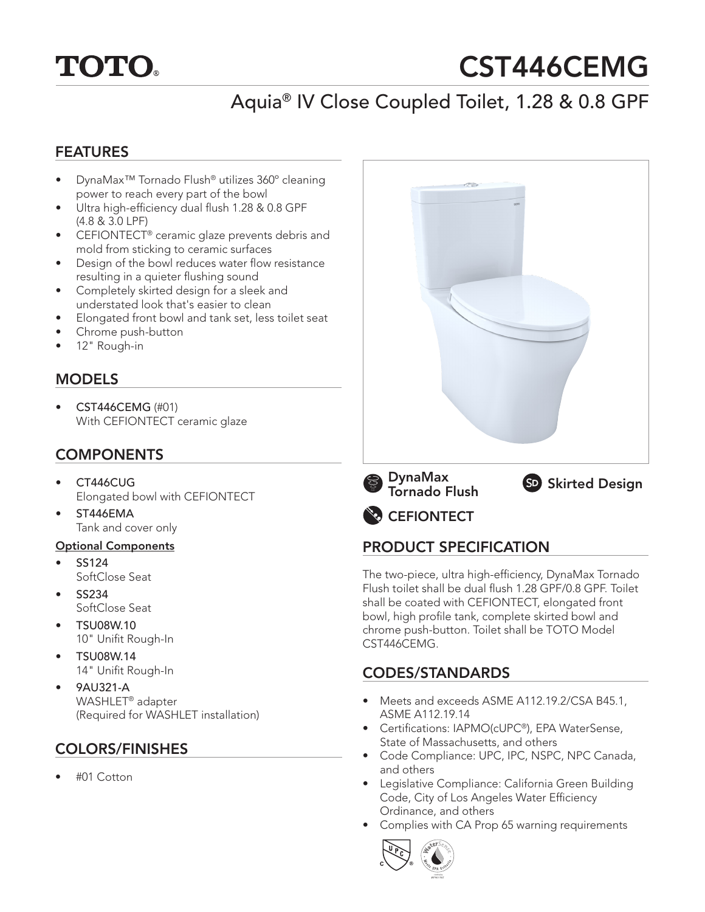# TOTO®

# CST446CEMG

## Aquia® IV Close Coupled Toilet, 1.28 & 0.8 GPF

## FEATURES

- DynaMax™ Tornado Flush® utilizes 360° cleaning power to reach every part of the bowl
- Ultra high-efficiency dual flush 1.28 & 0.8 GPF (4.8 & 3.0 LPF)
- CEFIONTECT® ceramic glaze prevents debris and mold from sticking to ceramic surfaces
- Design of the bowl reduces water flow resistance resulting in a quieter flushing sound
- Completely skirted design for a sleek and understated look that's easier to clean
- Elongated front bowl and tank set, less toilet seat
- Chrome push-button
- 12" Rough-in

## MODELS

- CST446CEMG (#01)
  With CEFIONTECT ceramic glaze

## COMPONENTS

- CT446CUG
  Elongated bowl with CEFIONTECT
- ST446EMA
  Tank and cover only

**Optional Components**

- SS124
  SoftClose Seat
- SS234
  SoftClose Seat
- TSU08W.10
  10" Unifit Rough-In
- TSU08W.14
  14" Unifit Rough-In
- 9AU321-A
  WASHLET® adapter
  (Required for WASHLET installation)

## COLORS/FINISHES

- #01 Cotton

DynaMax Tornado Flush

Skirted Design

CEFIONTECT

## PRODUCT SPECIFICATION

The two-piece, ultra high-efficiency, DynaMax Tornado Flush toilet shall be dual flush 1.28 GPF/0.8 GPF. Toilet shall be coated with CEFIONTECT, elongated front bowl, high profile tank, complete skirted bowl and chrome push-button. Toilet shall be TOTO Model CST446CEMG.

## CODES/STANDARDS

- Meets and exceeds ASME A112.19.2/CSA B45.1, ASME A112.19.14
- Certifications: IAPMO(cUPC®), EPA WaterSense, State of Massachusetts, and others
- Code Compliance: UPC, IPC, NSPC, NPC Canada, and others
- Legislative Compliance: California Green Building Code, City of Los Angeles Water Efficiency Ordinance, and others
- Complies with CA Prop 65 warning requirements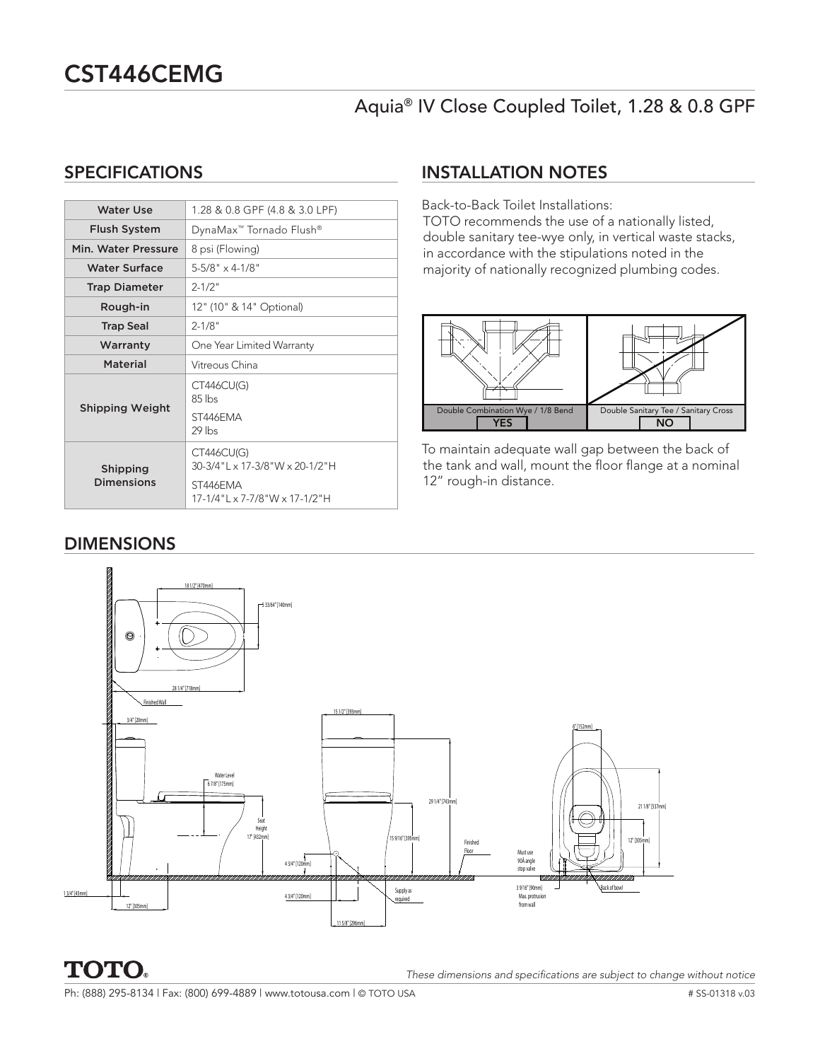# CST446CEMG

## Aquia® IV Close Coupled Toilet, 1.28 & 0.8 GPF

## SPECIFICATIONS

| | |
|---|---|
| Water Use | 1.28 & 0.8 GPF (4.8 & 3.0 LPF) |
| Flush System | DynaMax™ Tornado Flush® |
| Min. Water Pressure | 8 psi (Flowing) |
| Water Surface | 5-5/8" x 4-1/8" |
| Trap Diameter | 2-1/2" |
| Rough-in | 12" (10" & 14" Optional) |
| Trap Seal | 2-1/8" |
| Warranty | One Year Limited Warranty |
| Material | Vitreous China |
| Shipping Weight | CT446CU(G) 85 lbs<br>ST446EMA 29 lbs |
| Shipping Dimensions | CT446CU(G) 30-3/4"L x 17-3/8"W x 20-1/2"H<br>ST446EMA 17-1/4"L x 7-7/8"W x 17-1/2"H |

## INSTALLATION NOTES

Back-to-Back Toilet Installations:
TOTO recommends the use of a nationally listed, double sanitary tee-wye only, in vertical waste stacks, in accordance with the stipulations noted in the majority of nationally recognized plumbing codes.

Double Combination Wye / 1/8 Bend
YES

Double Sanitary Tee / Sanitary Cross
NO

To maintain adequate wall gap between the back of the tank and wall, mount the floor flange at a nominal 12" rough-in distance.

## DIMENSIONS

18 1/2" [470mm]
5 33/64" [140mm]
28 1/4" [718mm]
Finished Wall
3/4" [20mm]
15 1/2" [393mm]
6" [152mm]
Water Level
6 7/8" [175mm]
Seat Height
17" [432mm]
29 1/4" [743mm]
15 9/16" [395mm]
Finished Floor
21 1/8" [537mm]
12" [305mm]
Must use 90° angle stop valve
4 3/4" [120mm]
4 3/4" [120mm]
1 3/4" [45mm]
12" [305mm]
Supply as required
3 9/16" [90mm] Max. protrusion from wall
Back of bowl
11 5/8" [296mm]

TOTO®

*These dimensions and specifications are subject to change without notice*

Ph: (888) 295-8134 | Fax: (800) 699-4889 | www.totousa.com | © TOTO USA

# SS-01318 v.03